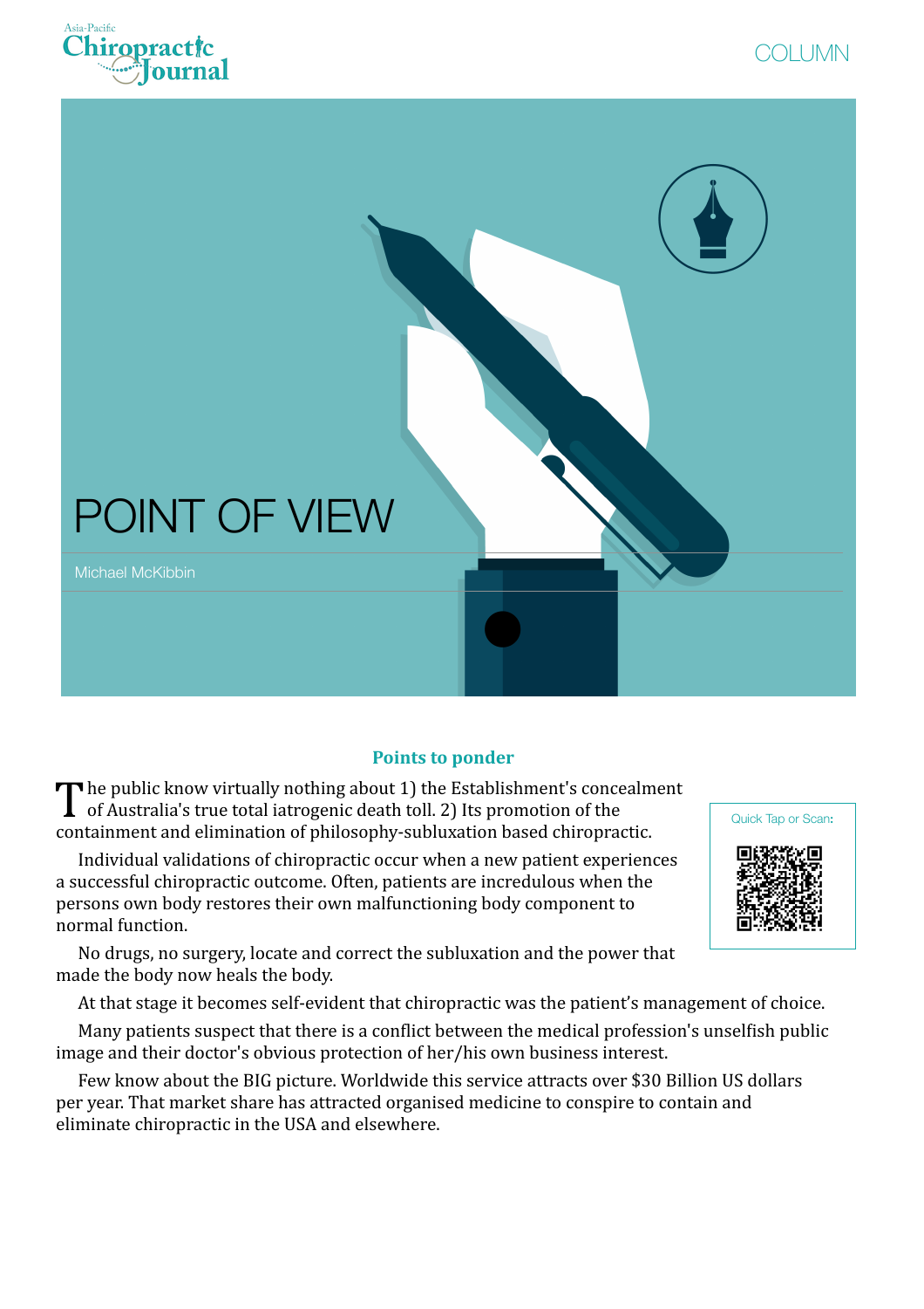# POINT OF VIEW

Michael McKibbin

## Points to ponder

The public know virtually nothing about 1) the Establishment's concealment of Australia's true total iatrogenic death toll. 2) Its promotion of the containment and elimination of philosophy-subluxation based chiropractic.

Individual validations of chiropractic occur when a new patient experiences a successful chiropractic outcome. Often, patients are incredulous when the persons own body restores their own malfunctioning body component to normal function.

No drugs, no surgery, locate and correct the subluxation and the power that made the body now heals the body.

At that stage it becomes self-evident that chiropractic was the patient's management of choice.

Many patients suspect that there is a conflict between the medical profession's unselfish public image and their doctor's obvious protection of her/his own business interest.

Few know about the BIG picture. Worldwide this service attracts over $30 Billion US dollars per year. That market share has attracted organised medicine to conspire to contain and eliminate chiropractic in the USA and elsewhere.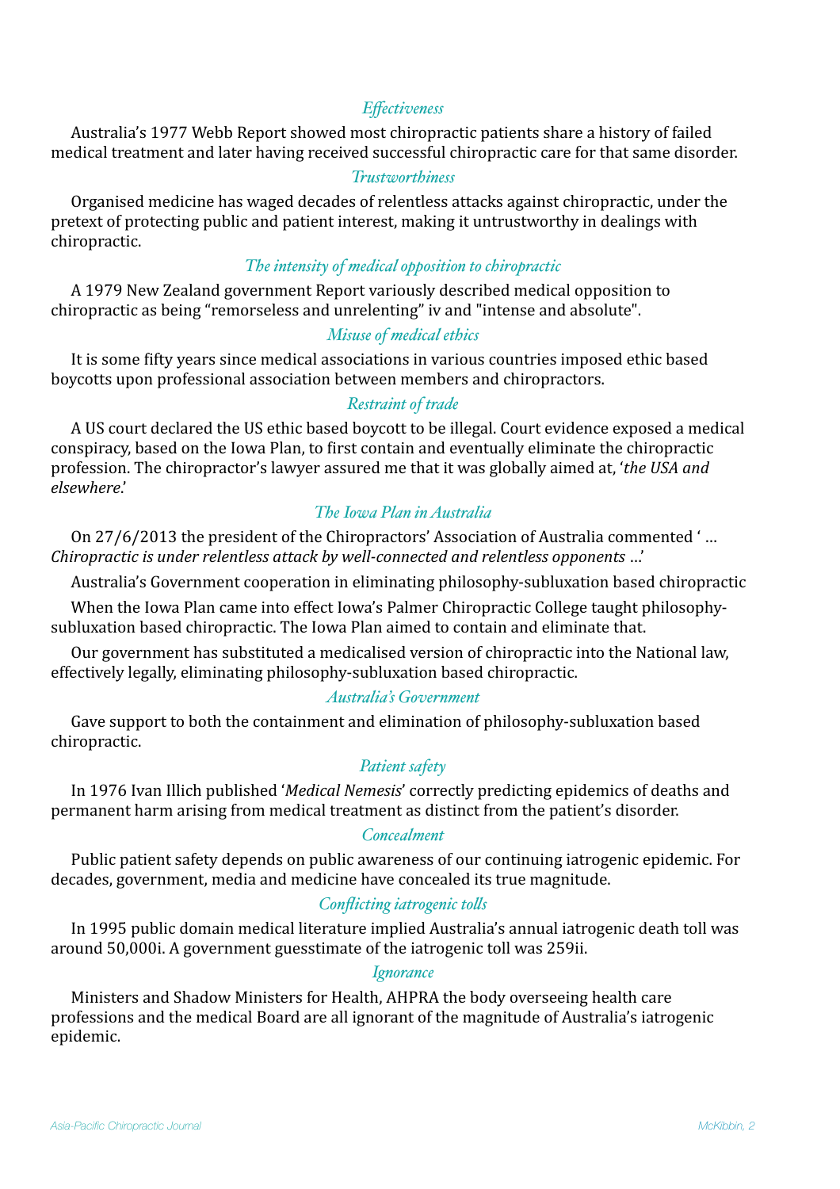### *Effectiveness*

Australia's 1977 Webb Report showed most chiropractic patients share a history of failed medical treatment and later having received successful chiropractic care for that same disorder.

### *Trustworthiness*

Organised medicine has waged decades of relentless attacks against chiropractic, under the pretext of protecting public and patient interest, making it untrustworthy in dealings with chiropractic.

### *The intensity of medical opposition to chiropractic*

A 1979 New Zealand government Report variously described medical opposition to chiropractic as being "remorseless and unrelenting" iv and "intense and absolute".

### *Misuse of medical ethics*

It is some fifty years since medical associations in various countries imposed ethic based boycotts upon professional association between members and chiropractors.

### *Restraint of trade*

A US court declared the US ethic based boycott to be illegal. Court evidence exposed a medical conspiracy, based on the Iowa Plan, to first contain and eventually eliminate the chiropractic profession. The chiropractor's lawyer assured me that it was globally aimed at, '*the USA and elsewhere*.'

### *The Iowa Plan in Australia*

On 27/6/2013 the president of the Chiropractors' Association of Australia commented ' … *Chiropractic is under relentless attack by well-connected and relentless opponents* …'

Australia's Government cooperation in eliminating philosophy-subluxation based chiropractic

When the Iowa Plan came into effect Iowa's Palmer Chiropractic College taught philosophy-subluxation based chiropractic. The Iowa Plan aimed to contain and eliminate that.

Our government has substituted a medicalised version of chiropractic into the National law, effectively legally, eliminating philosophy-subluxation based chiropractic.

### *Australia's Government*

Gave support to both the containment and elimination of philosophy-subluxation based chiropractic.

### *Patient safety*

In 1976 Ivan Illich published '*Medical Nemesis*' correctly predicting epidemics of deaths and permanent harm arising from medical treatment as distinct from the patient's disorder.

### *Concealment*

Public patient safety depends on public awareness of our continuing iatrogenic epidemic. For decades, government, media and medicine have concealed its true magnitude.

### *Conflicting iatrogenic tolls*

In 1995 public domain medical literature implied Australia's annual iatrogenic death toll was around 50,000i. A government guesstimate of the iatrogenic toll was 259ii.

### *Ignorance*

Ministers and Shadow Ministers for Health, AHPRA the body overseeing health care professions and the medical Board are all ignorant of the magnitude of Australia's iatrogenic epidemic.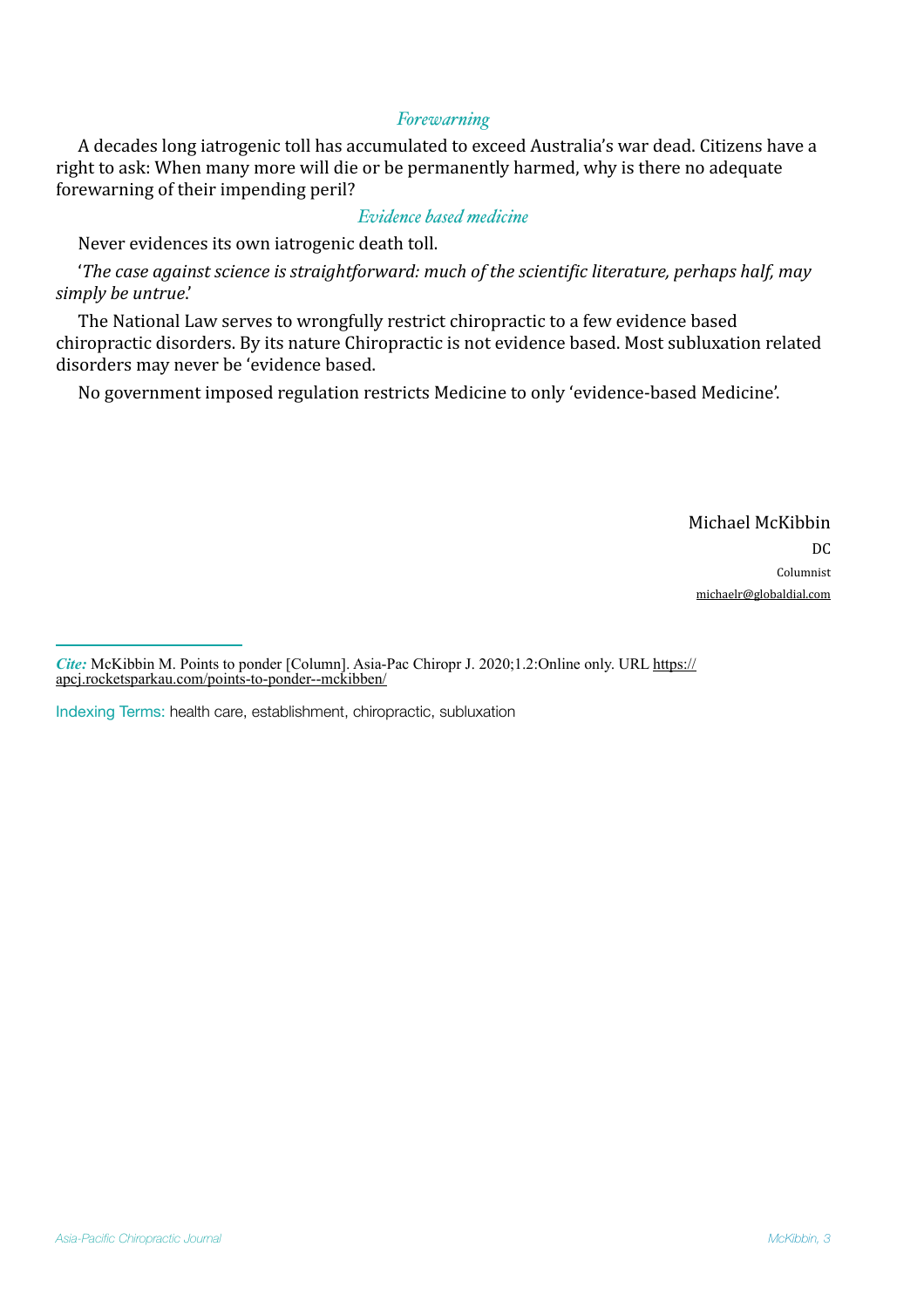### *Forewarning*

A decades long iatrogenic toll has accumulated to exceed Australia's war dead. Citizens have a right to ask: When many more will die or be permanently harmed, why is there no adequate forewarning of their impending peril?

### *Evidence based medicine*

Never evidences its own iatrogenic death toll.

'*The case against science is straightforward: much of the scientific literature, perhaps half, may simply be untrue*.'

The National Law serves to wrongfully restrict chiropractic to a few evidence based chiropractic disorders. By its nature Chiropractic is not evidence based. Most subluxation related disorders may never be 'evidence based.

No government imposed regulation restricts Medicine to only 'evidence-based Medicine'.

Michael McKibbin
DC
Columnist
michaelr@globaldial.com

---

***Cite:*** McKibbin M. Points to ponder [Column]. Asia-Pac Chiropr J. 2020;1.2:Online only. URL https://apcj.rocketsparkau.com/points-to-ponder--mckibben/

Indexing Terms: health care, establishment, chiropractic, subluxation